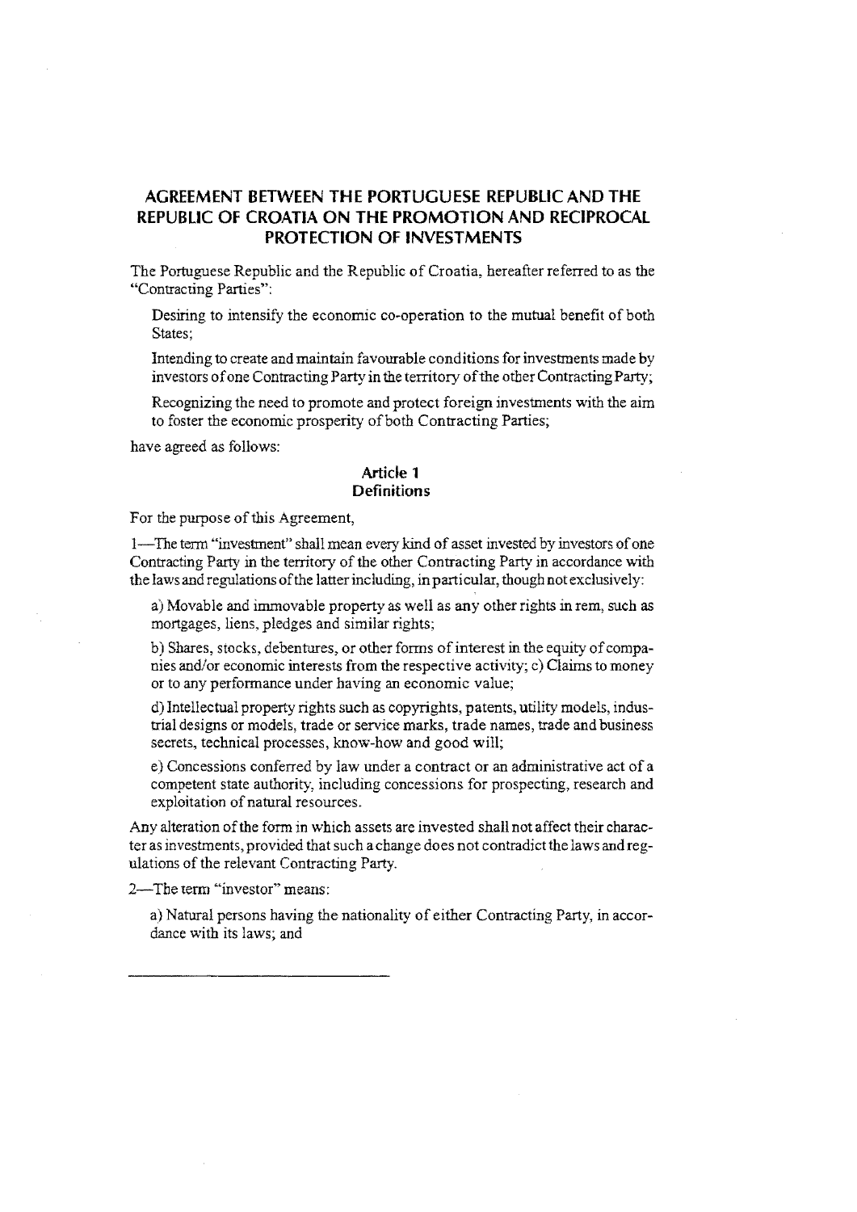# AGREEMENT BETWEEN THE PORTUGUESE REPUBLIC AND THE REPUBLIC OF CROATIA ON THE PROMOTION AND RECIPROCAL PROTECTION OF INVESTMENTS

The Portuguese Republic and the Republic of Croatia, hereafter referred to as the "Contracting Parties":

Desiring to intensify the economic co-operation to the mutual benefit of both States;

Intending to create and maintain favourable conditions for investments made by investors of one Contracting Party in the territory of the other Contracting Party;

Recognizing the need to promote and protect foreign investments with the aim to foster the economic prosperity of both Contracting Parties;

have agreed as follows:

## Article 1
## Definitions

For the purpose of this Agreement,

1—The term "investment" shall mean every kind of asset invested by investors of one Contracting Party in the territory of the other Contracting Party in accordance with the laws and regulations of the latter including, in particular, though not exclusively:

a) Movable and immovable property as well as any other rights in rem, such as mortgages, liens, pledges and similar rights;

b) Shares, stocks, debentures, or other forms of interest in the equity of companies and/or economic interests from the respective activity; c) Claims to money or to any performance under having an economic value;

d) Intellectual property rights such as copyrights, patents, utility models, industrial designs or models, trade or service marks, trade names, trade and business secrets, technical processes, know-how and good will;

e) Concessions conferred by law under a contract or an administrative act of a competent state authority, including concessions for prospecting, research and exploitation of natural resources.

Any alteration of the form in which assets are invested shall not affect their character as investments, provided that such a change does not contradict the laws and regulations of the relevant Contracting Party.

2—The term "investor" means:

a) Natural persons having the nationality of either Contracting Party, in accordance with its laws; and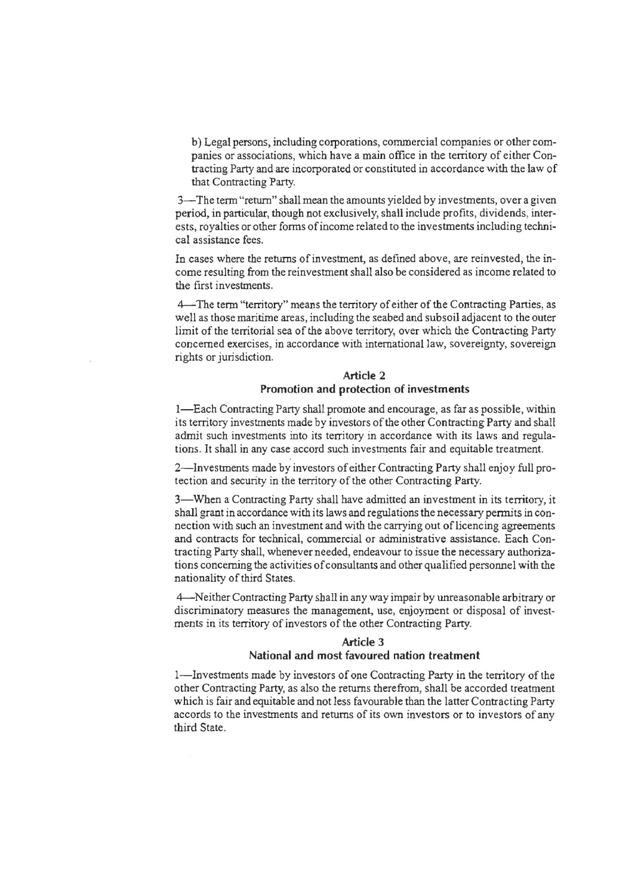b) Legal persons, including corporations, commercial companies or other companies or associations, which have a main office in the territory of either Contracting Party and are incorporated or constituted in accordance with the law of that Contracting Party.

3—The term "return" shall mean the amounts yielded by investments, over a given period, in particular, though not exclusively, shall include profits, dividends, interests, royalties or other forms of income related to the investments including technical assistance fees.

In cases where the returns of investment, as defined above, are reinvested, the income resulting from the reinvestment shall also be considered as income related to the first investments.

4—The term "territory" means the territory of either of the Contracting Parties, as well as those maritime areas, including the seabed and subsoil adjacent to the outer limit of the territorial sea of the above territory, over which the Contracting Party concerned exercises, in accordance with international law, sovereignty, sovereign rights or jurisdiction.

### Article 2
### Promotion and protection of investments

1—Each Contracting Party shall promote and encourage, as far as possible, within its territory investments made by investors of the other Contracting Party and shall admit such investments into its territory in accordance with its laws and regulations. It shall in any case accord such investments fair and equitable treatment.

2—Investments made by investors of either Contracting Party shall enjoy full protection and security in the territory of the other Contracting Party.

3—When a Contracting Party shall have admitted an investment in its territory, it shall grant in accordance with its laws and regulations the necessary permits in connection with such an investment and with the carrying out of licencing agreements and contracts for technical, commercial or administrative assistance. Each Contracting Party shall, whenever needed, endeavour to issue the necessary authorizations concerning the activities of consultants and other qualified personnel with the nationality of third States.

4—Neither Contracting Party shall in any way impair by unreasonable arbitrary or discriminatory measures the management, use, enjoyment or disposal of investments in its territory of investors of the other Contracting Party.

### Article 3
### National and most favoured nation treatment

1—Investments made by investors of one Contracting Party in the territory of the other Contracting Party, as also the returns therefrom, shall be accorded treatment which is fair and equitable and not less favourable than the latter Contracting Party accords to the investments and returns of its own investors or to investors of any third State.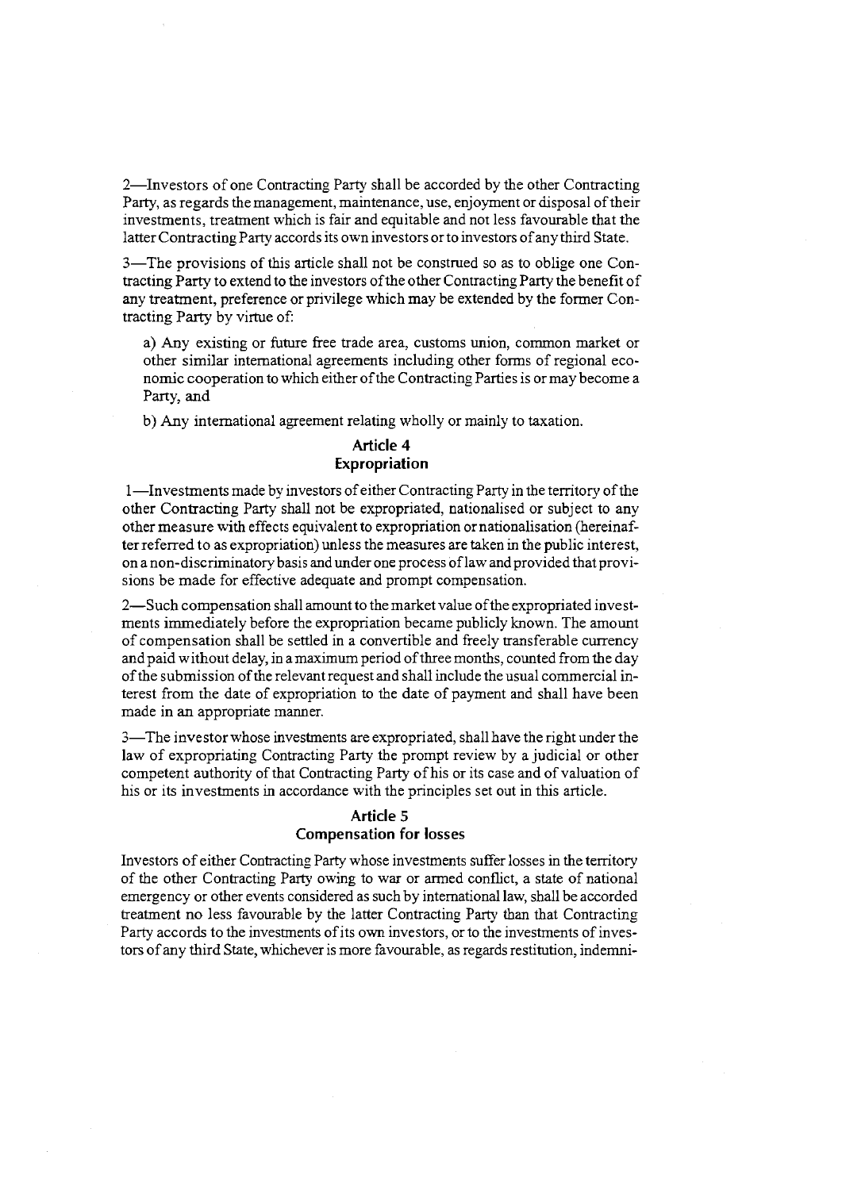2—Investors of one Contracting Party shall be accorded by the other Contracting Party, as regards the management, maintenance, use, enjoyment or disposal of their investments, treatment which is fair and equitable and not less favourable that the latter Contracting Party accords its own investors or to investors of any third State.

3—The provisions of this article shall not be construed so as to oblige one Contracting Party to extend to the investors of the other Contracting Party the benefit of any treatment, preference or privilege which may be extended by the former Contracting Party by virtue of:

a) Any existing or future free trade area, customs union, common market or other similar international agreements including other forms of regional economic cooperation to which either of the Contracting Parties is or may become a Party, and

b) Any international agreement relating wholly or mainly to taxation.

## Article 4
## Expropriation

1—Investments made by investors of either Contracting Party in the territory of the other Contracting Party shall not be expropriated, nationalised or subject to any other measure with effects equivalent to expropriation or nationalisation (hereinafter referred to as expropriation) unless the measures are taken in the public interest, on a non-discriminatory basis and under one process of law and provided that provisions be made for effective adequate and prompt compensation.

2—Such compensation shall amount to the market value of the expropriated investments immediately before the expropriation became publicly known. The amount of compensation shall be settled in a convertible and freely transferable currency and paid without delay, in a maximum period of three months, counted from the day of the submission of the relevant request and shall include the usual commercial interest from the date of expropriation to the date of payment and shall have been made in an appropriate manner.

3—The investor whose investments are expropriated, shall have the right under the law of expropriating Contracting Party the prompt review by a judicial or other competent authority of that Contracting Party of his or its case and of valuation of his or its investments in accordance with the principles set out in this article.

## Article 5
## Compensation for losses

Investors of either Contracting Party whose investments suffer losses in the territory of the other Contracting Party owing to war or armed conflict, a state of national emergency or other events considered as such by international law, shall be accorded treatment no less favourable by the latter Contracting Party than that Contracting Party accords to the investments of its own investors, or to the investments of investors of any third State, whichever is more favourable, as regards restitution, indemni-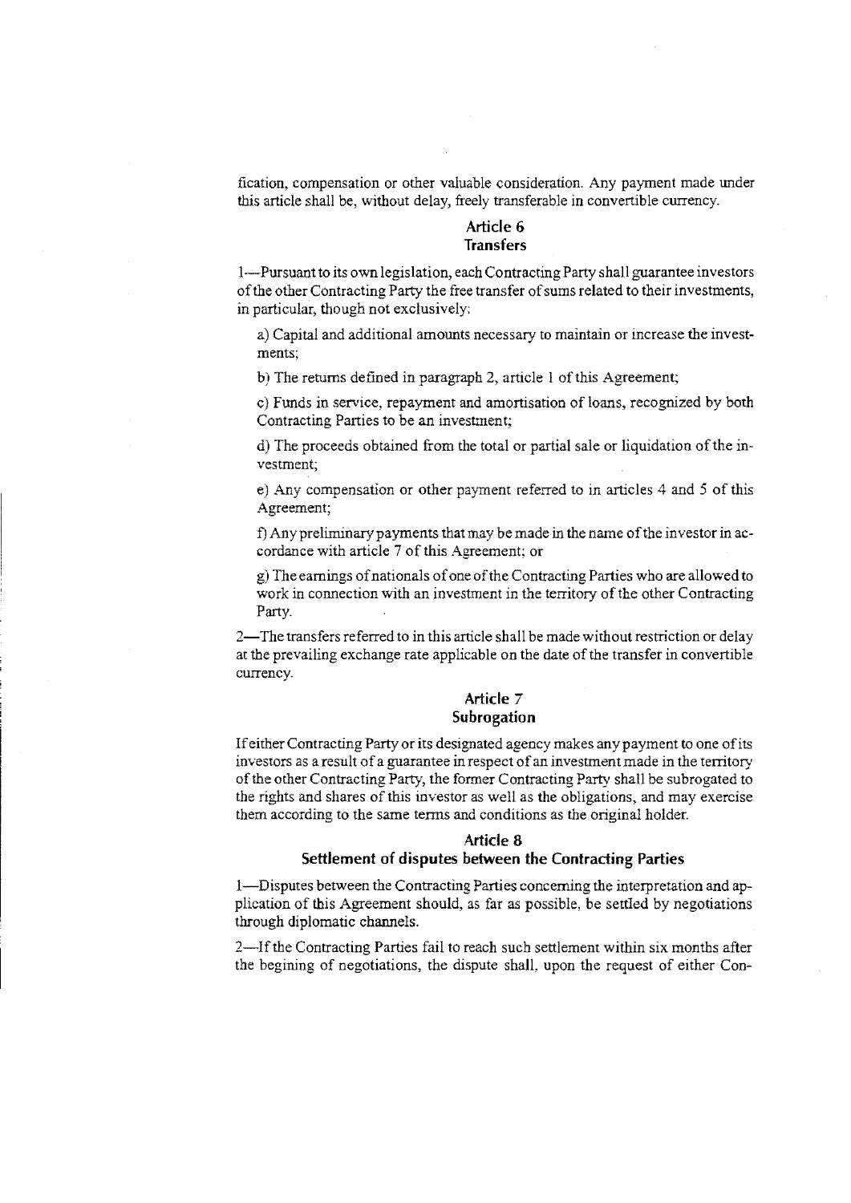fication, compensation or other valuable consideration. Any payment made under this article shall be, without delay, freely transferable in convertible currency.

## Article 6
## Transfers

1—Pursuant to its own legislation, each Contracting Party shall guarantee investors of the other Contracting Party the free transfer of sums related to their investments, in particular, though not exclusively:

a) Capital and additional amounts necessary to maintain or increase the investments;

b) The returns defined in paragraph 2, article 1 of this Agreement;

c) Funds in service, repayment and amortisation of loans, recognized by both Contracting Parties to be an investment;

d) The proceeds obtained from the total or partial sale or liquidation of the investment;

e) Any compensation or other payment referred to in articles 4 and 5 of this Agreement;

f) Any preliminary payments that may be made in the name of the investor in accordance with article 7 of this Agreement; or

g) The earnings of nationals of one of the Contracting Parties who are allowed to work in connection with an investment in the territory of the other Contracting Party.

2—The transfers referred to in this article shall be made without restriction or delay at the prevailing exchange rate applicable on the date of the transfer in convertible currency.

## Article 7
## Subrogation

If either Contracting Party or its designated agency makes any payment to one of its investors as a result of a guarantee in respect of an investment made in the territory of the other Contracting Party, the former Contracting Party shall be subrogated to the rights and shares of this investor as well as the obligations, and may exercise them according to the same terms and conditions as the original holder.

## Article 8
## Settlement of disputes between the Contracting Parties

1—Disputes between the Contracting Parties concerning the interpretation and application of this Agreement should, as far as possible, be settled by negotiations through diplomatic channels.

2—If the Contracting Parties fail to reach such settlement within six months after the begining of negotiations, the dispute shall, upon the request of either Con-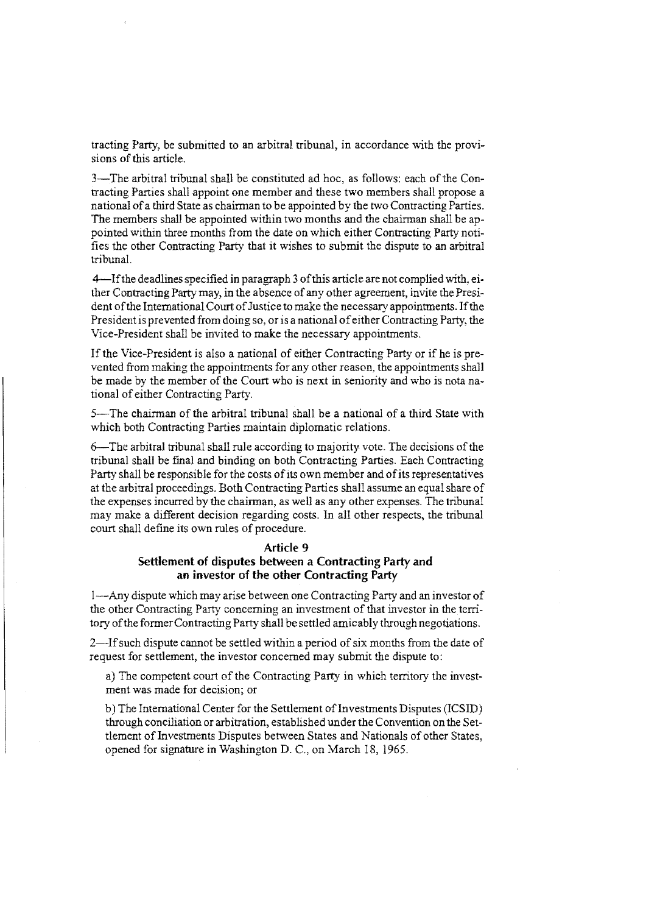tracting Party, be submitted to an arbitral tribunal, in accordance with the provisions of this article.

3—The arbitral tribunal shall be constituted ad hoc, as follows: each of the Contracting Parties shall appoint one member and these two members shall propose a national of a third State as chairman to be appointed by the two Contracting Parties. The members shall be appointed within two months and the chairman shall be appointed within three months from the date on which either Contracting Party notifies the other Contracting Party that it wishes to submit the dispute to an arbitral tribunal.

4—If the deadlines specified in paragraph 3 of this article are not complied with, either Contracting Party may, in the absence of any other agreement, invite the President of the International Court of Justice to make the necessary appointments. If the President is prevented from doing so, or is a national of either Contracting Party, the Vice-President shall be invited to make the necessary appointments.

If the Vice-President is also a national of either Contracting Party or if he is prevented from making the appointments for any other reason, the appointments shall be made by the member of the Court who is next in seniority and who is nota national of either Contracting Party.

5—The chairman of the arbitral tribunal shall be a national of a third State with which both Contracting Parties maintain diplomatic relations.

6—The arbitral tribunal shall rule according to majority vote. The decisions of the tribunal shall be final and binding on both Contracting Parties. Each Contracting Party shall be responsible for the costs of its own member and of its representatives at the arbitral proceedings. Both Contracting Parties shall assume an equal share of the expenses incurred by the chairman, as well as any other expenses. The tribunal may make a different decision regarding costs. In all other respects, the tribunal court shall define its own rules of procedure.

## Article 9
## Settlement of disputes between a Contracting Party and an investor of the other Contracting Party

1—Any dispute which may arise between one Contracting Party and an investor of the other Contracting Party concerning an investment of that investor in the territory of the former Contracting Party shall be settled amicably through negotiations.

2—If such dispute cannot be settled within a period of six months from the date of request for settlement, the investor concerned may submit the dispute to:

a) The competent court of the Contracting Party in which territory the investment was made for decision; or

b) The International Center for the Settlement of Investments Disputes (ICSID) through conciliation or arbitration, established under the Convention on the Settlement of Investments Disputes between States and Nationals of other States, opened for signature in Washington D. C., on March 18, 1965.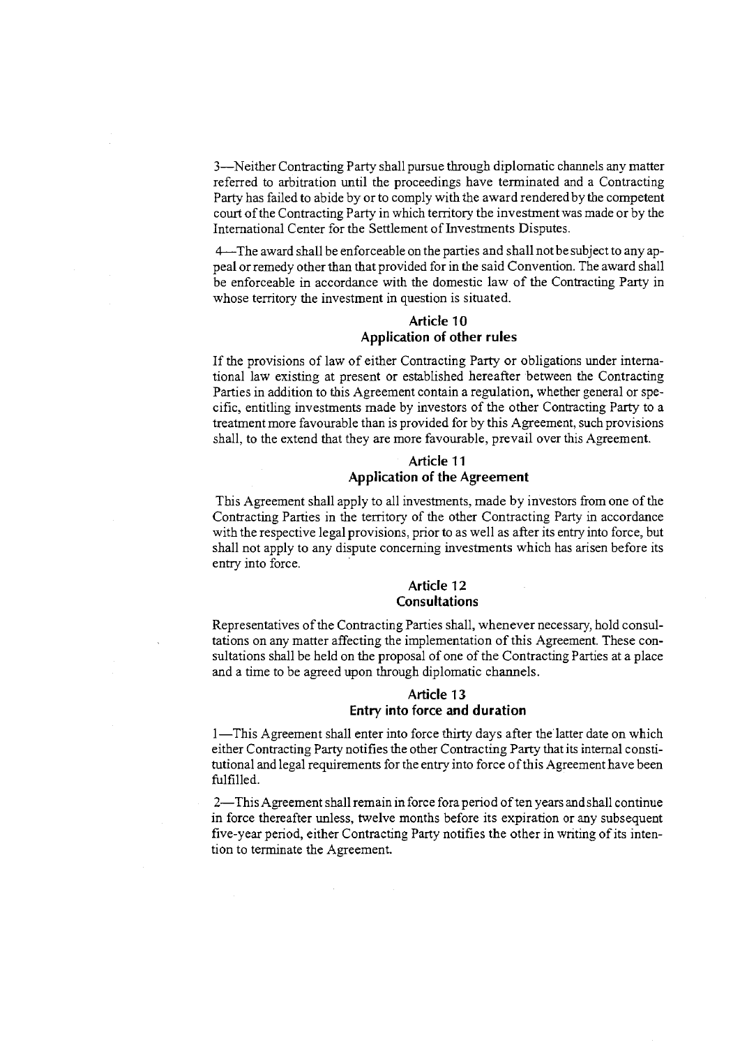3—Neither Contracting Party shall pursue through diplomatic channels any matter referred to arbitration until the proceedings have terminated and a Contracting Party has failed to abide by or to comply with the award rendered by the competent court of the Contracting Party in which territory the investment was made or by the International Center for the Settlement of Investments Disputes.

4—The award shall be enforceable on the parties and shall not be subject to any appeal or remedy other than that provided for in the said Convention. The award shall be enforceable in accordance with the domestic law of the Contracting Party in whose territory the investment in question is situated.

### Article 10
### Application of other rules

If the provisions of law of either Contracting Party or obligations under international law existing at present or established hereafter between the Contracting Parties in addition to this Agreement contain a regulation, whether general or specific, entitling investments made by investors of the other Contracting Party to a treatment more favourable than is provided for by this Agreement, such provisions shall, to the extend that they are more favourable, prevail over this Agreement.

### Article 11
### Application of the Agreement

This Agreement shall apply to all investments, made by investors from one of the Contracting Parties in the territory of the other Contracting Party in accordance with the respective legal provisions, prior to as well as after its entry into force, but shall not apply to any dispute concerning investments which has arisen before its entry into force.

### Article 12
### Consultations

Representatives of the Contracting Parties shall, whenever necessary, hold consultations on any matter affecting the implementation of this Agreement. These consultations shall be held on the proposal of one of the Contracting Parties at a place and a time to be agreed upon through diplomatic channels.

### Article 13
### Entry into force and duration

1—This Agreement shall enter into force thirty days after the latter date on which either Contracting Party notifies the other Contracting Party that its internal constitutional and legal requirements for the entry into force of this Agreement have been fulfilled.

2—This Agreement shall remain in force fora period of ten years and shall continue in force thereafter unless, twelve months before its expiration or any subsequent five-year period, either Contracting Party notifies the other in writing of its intention to terminate the Agreement.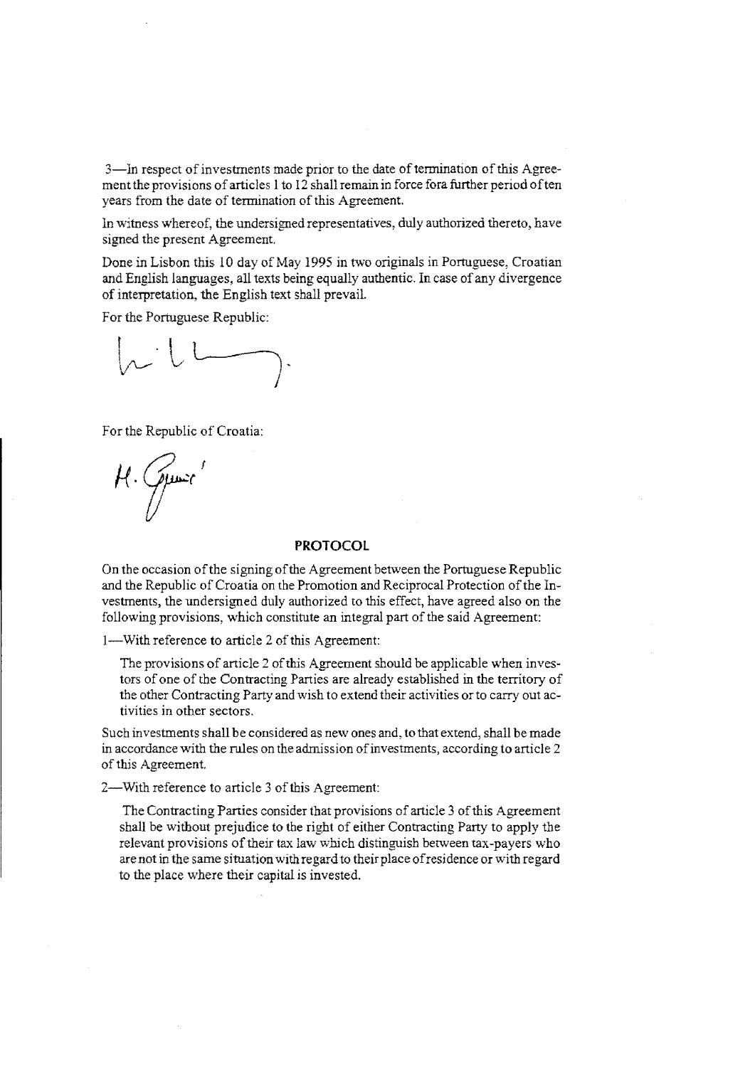3—In respect of investments made prior to the date of termination of this Agreement the provisions of articles 1 to 12 shall remain in force fora further period of ten years from the date of termination of this Agreement.

In witness whereof, the undersigned representatives, duly authorized thereto, have signed the present Agreement.

Done in Lisbon this 10 day of May 1995 in two originals in Portuguese, Croatian and English languages, all texts being equally authentic. In case of any divergence of interpretation, the English text shall prevail.

For the Portuguese Republic:

For the Republic of Croatia:

## PROTOCOL

On the occasion of the signing of the Agreement between the Portuguese Republic and the Republic of Croatia on the Promotion and Reciprocal Protection of the Investments, the undersigned duly authorized to this effect, have agreed also on the following provisions, which constitute an integral part of the said Agreement:

1—With reference to article 2 of this Agreement:

The provisions of article 2 of this Agreement should be applicable when investors of one of the Contracting Parties are already established in the territory of the other Contracting Party and wish to extend their activities or to carry out activities in other sectors.

Such investments shall be considered as new ones and, to that extend, shall be made in accordance with the rules on the admission of investments, according to article 2 of this Agreement.

2—With reference to article 3 of this Agreement:

The Contracting Parties consider that provisions of article 3 of this Agreement shall be without prejudice to the right of either Contracting Party to apply the relevant provisions of their tax law which distinguish between tax-payers who are not in the same situation with regard to their place of residence or with regard to the place where their capital is invested.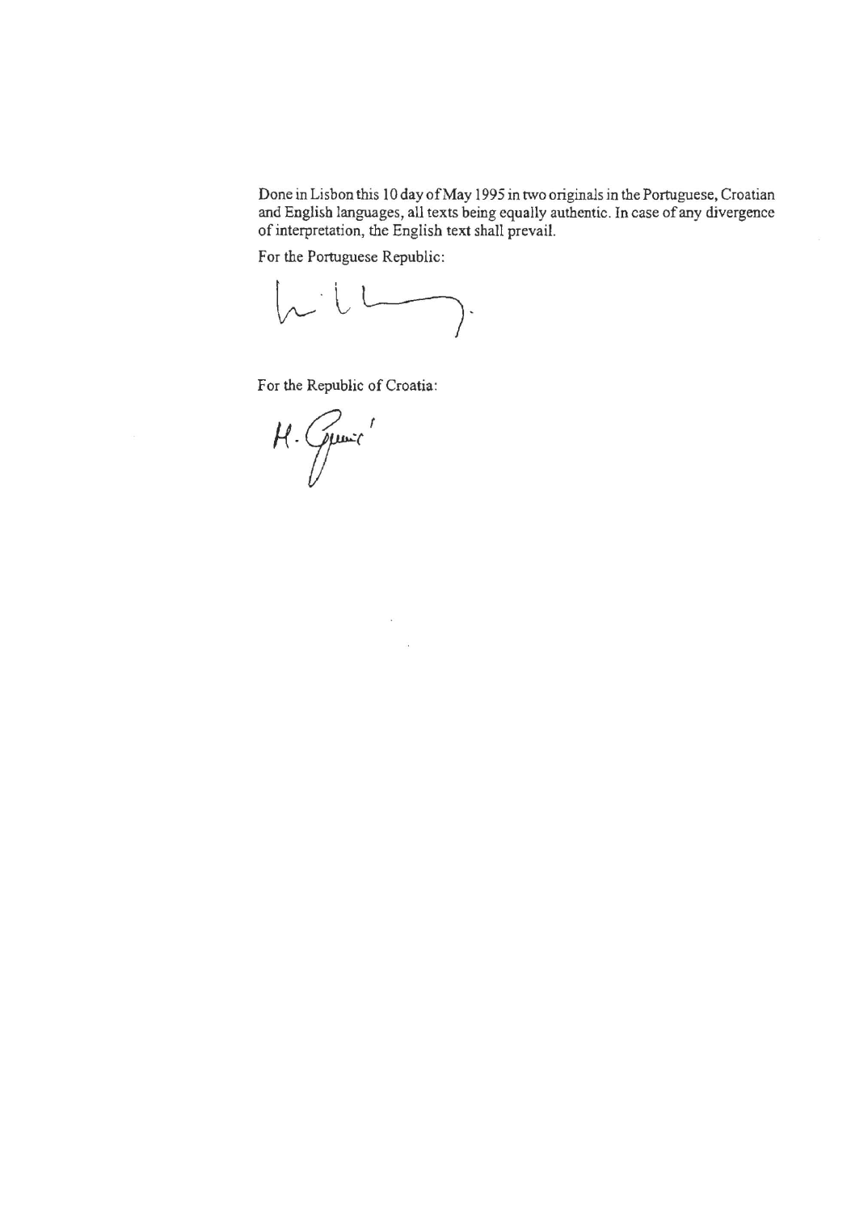Done in Lisbon this 10 day of May 1995 in two originals in the Portuguese, Croatian and English languages, all texts being equally authentic. In case of any divergence of interpretation, the English text shall prevail.

For the Portuguese Republic:

For the Republic of Croatia: